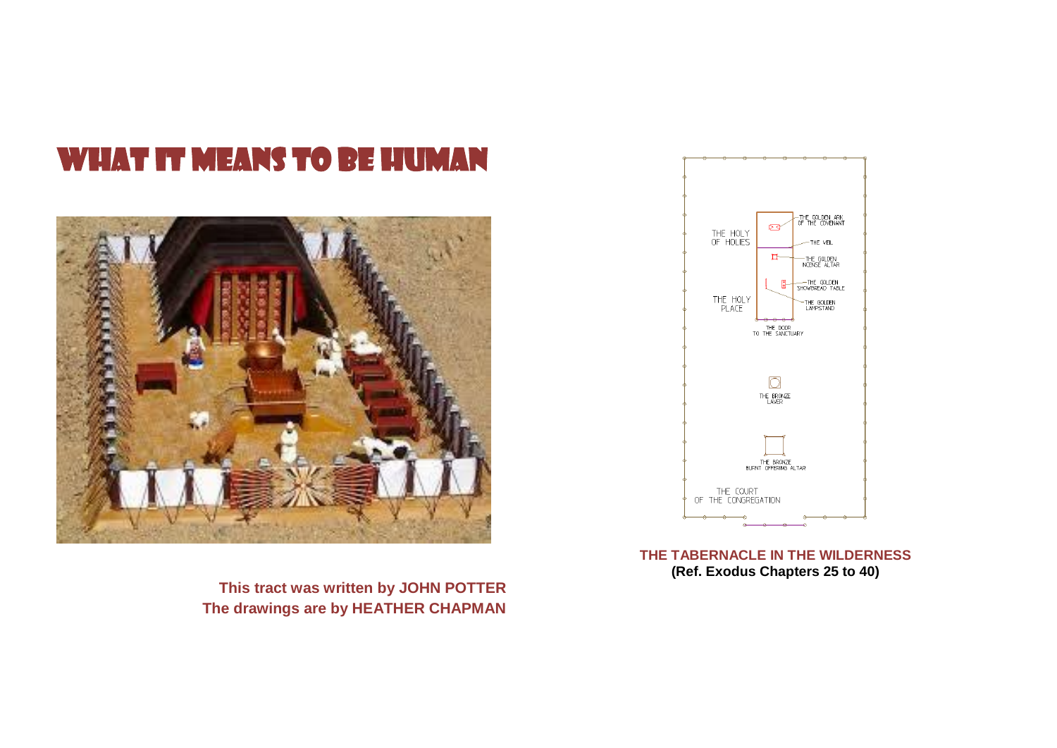# WHAT IT MEANS TO BE HUMAN

THE HOLY OF HOLIES

THE GOLDEN ARK OF THE COVENANT

THE VEIL

THE GOLDEN INCENSE ALTAR

THE GOLDEN SHOWBREAD TABLE

THE HOLY PLACE

THE GOLDEN LAMPSTAND

THE DOOR TO THE SANCTUARY

THE BRONZE LAVER

THE BRONZE BURNT OFFERING ALTAR

THE COURT OF THE CONGREGATION

**THE TABERNACLE IN THE WILDERNESS**
**(Ref. Exodus Chapters 25 to 40)**

**This tract was written by JOHN POTTER**
**The drawings are by HEATHER CHAPMAN**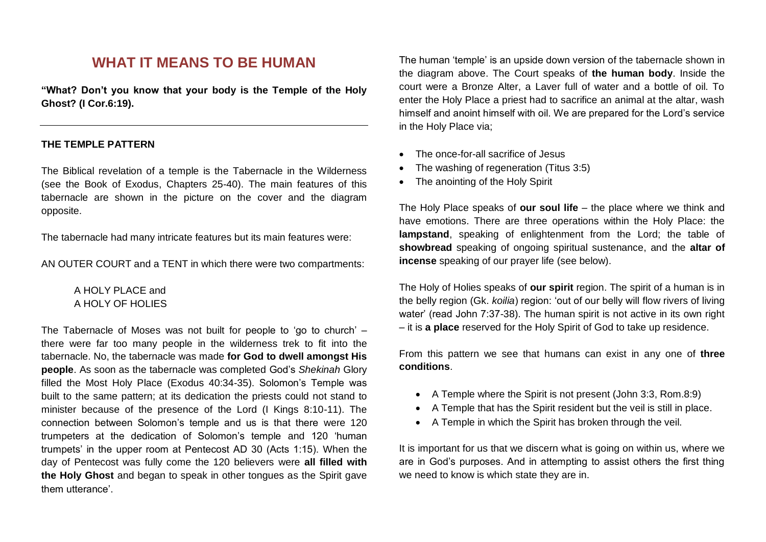# WHAT IT MEANS TO BE HUMAN

**"What? Don't you know that your body is the Temple of the Holy Ghost? (I Cor.6:19).**

---

### THE TEMPLE PATTERN

The Biblical revelation of a temple is the Tabernacle in the Wilderness (see the Book of Exodus, Chapters 25-40). The main features of this tabernacle are shown in the picture on the cover and the diagram opposite.

The tabernacle had many intricate features but its main features were:

AN OUTER COURT and a TENT in which there were two compartments:

A HOLY PLACE and
A HOLY OF HOLIES

The Tabernacle of Moses was not built for people to 'go to church' – there were far too many people in the wilderness trek to fit into the tabernacle. No, the tabernacle was made **for God to dwell amongst His people**. As soon as the tabernacle was completed God's *Shekinah* Glory filled the Most Holy Place (Exodus 40:34-35). Solomon's Temple was built to the same pattern; at its dedication the priests could not stand to minister because of the presence of the Lord (I Kings 8:10-11). The connection between Solomon's temple and us is that there were 120 trumpeters at the dedication of Solomon's temple and 120 'human trumpets' in the upper room at Pentecost AD 30 (Acts 1:15). When the day of Pentecost was fully come the 120 believers were **all filled with the Holy Ghost** and began to speak in other tongues as the Spirit gave them utterance'.

The human 'temple' is an upside down version of the tabernacle shown in the diagram above. The Court speaks of **the human body**. Inside the court were a Bronze Alter, a Laver full of water and a bottle of oil. To enter the Holy Place a priest had to sacrifice an animal at the altar, wash himself and anoint himself with oil. We are prepared for the Lord's service in the Holy Place via;

- The once-for-all sacrifice of Jesus
- The washing of regeneration (Titus 3:5)
- The anointing of the Holy Spirit

The Holy Place speaks of **our soul life** – the place where we think and have emotions. There are three operations within the Holy Place: the **lampstand**, speaking of enlightenment from the Lord; the table of **showbread** speaking of ongoing spiritual sustenance, and the **altar of incense** speaking of our prayer life (see below).

The Holy of Holies speaks of **our spirit** region. The spirit of a human is in the belly region (Gk. *koilia*) region: 'out of our belly will flow rivers of living water' (read John 7:37-38). The human spirit is not active in its own right – it is **a place** reserved for the Holy Spirit of God to take up residence.

From this pattern we see that humans can exist in any one of **three conditions**.

- A Temple where the Spirit is not present (John 3:3, Rom.8:9)
- A Temple that has the Spirit resident but the veil is still in place.
- A Temple in which the Spirit has broken through the veil.

It is important for us that we discern what is going on within us, where we are in God's purposes. And in attempting to assist others the first thing we need to know is which state they are in.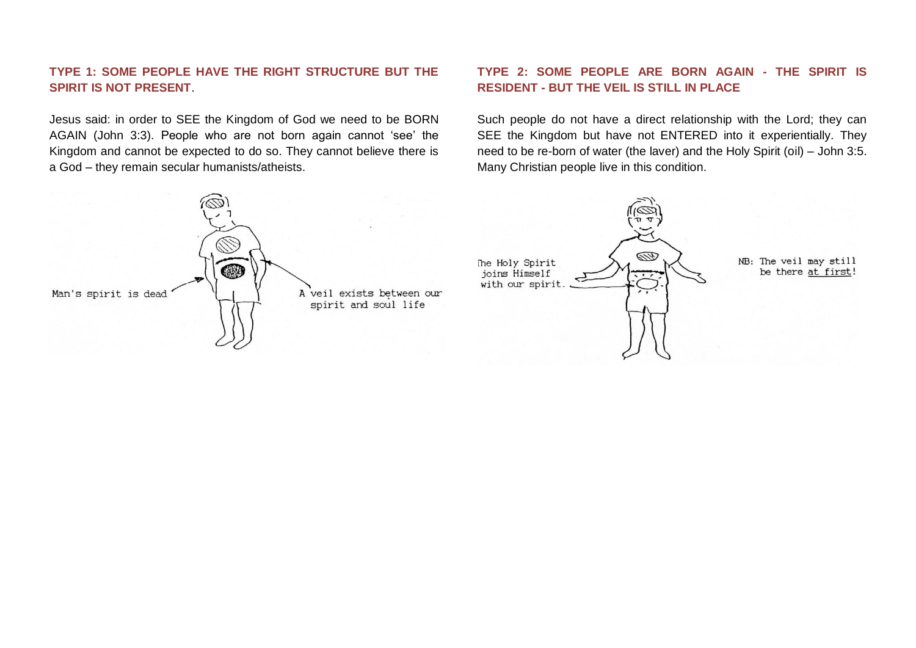### TYPE 1: SOME PEOPLE HAVE THE RIGHT STRUCTURE BUT THE SPIRIT IS NOT PRESENT.

Jesus said: in order to SEE the Kingdom of God we need to be BORN AGAIN (John 3:3). People who are not born again cannot 'see' the Kingdom and cannot be expected to do so. They cannot believe there is a God – they remain secular humanists/atheists.

Man's spirit is dead

A veil exists between our spirit and soul life

### TYPE 2: SOME PEOPLE ARE BORN AGAIN - THE SPIRIT IS RESIDENT - BUT THE VEIL IS STILL IN PLACE

Such people do not have a direct relationship with the Lord; they can SEE the Kingdom but have not ENTERED into it experientially. They need to be re-born of water (the laver) and the Holy Spirit (oil) – John 3:5. Many Christian people live in this condition.

The Holy Spirit joins Himself with our spirit.

NB: The veil may still be there at first!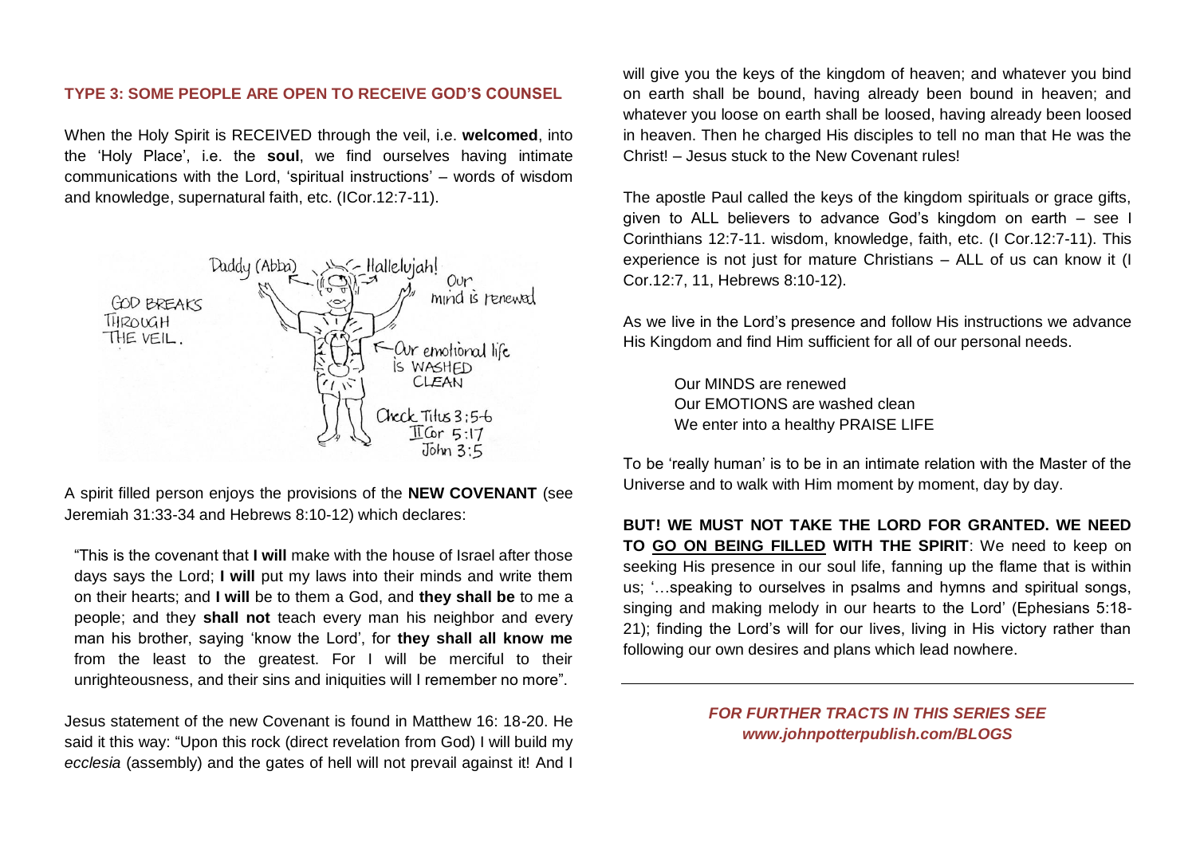### TYPE 3: SOME PEOPLE ARE OPEN TO RECEIVE GOD'S COUNSEL

When the Holy Spirit is RECEIVED through the veil, i.e. **welcomed**, into the 'Holy Place', i.e. the **soul**, we find ourselves having intimate communications with the Lord, 'spiritual instructions' – words of wisdom and knowledge, supernatural faith, etc. (ICor.12:7-11).

GOD BREAKS THROUGH THE VEIL.

Daddy (Abba)

Hallelujah!

Our mind is renewed

Our emotional life is WASHED CLEAN

Check Titus 3:5-6
II Cor 5:17
John 3:5

A spirit filled person enjoys the provisions of the **NEW COVENANT** (see Jeremiah 31:33-34 and Hebrews 8:10-12) which declares:

> "This is the covenant that **I will** make with the house of Israel after those days says the Lord; **I will** put my laws into their minds and write them on their hearts; and **I will** be to them a God, and **they shall be** to me a people; and they **shall not** teach every man his neighbor and every man his brother, saying 'know the Lord', for **they shall all know me** from the least to the greatest. For I will be merciful to their unrighteousness, and their sins and iniquities will I remember no more".

Jesus statement of the new Covenant is found in Matthew 16: 18-20. He said it this way: "Upon this rock (direct revelation from God) I will build my *ecclesia* (assembly) and the gates of hell will not prevail against it! And I will give you the keys of the kingdom of heaven; and whatever you bind on earth shall be bound, having already been bound in heaven; and whatever you loose on earth shall be loosed, having already been loosed in heaven. Then he charged His disciples to tell no man that He was the Christ! – Jesus stuck to the New Covenant rules!

The apostle Paul called the keys of the kingdom spirituals or grace gifts, given to ALL believers to advance God's kingdom on earth – see I Corinthians 12:7-11. wisdom, knowledge, faith, etc. (I Cor.12:7-11). This experience is not just for mature Christians – ALL of us can know it (I Cor.12:7, 11, Hebrews 8:10-12).

As we live in the Lord's presence and follow His instructions we advance His Kingdom and find Him sufficient for all of our personal needs.

> Our MINDS are renewed
> Our EMOTIONS are washed clean
> We enter into a healthy PRAISE LIFE

To be 'really human' is to be in an intimate relation with the Master of the Universe and to walk with Him moment by moment, day by day.

**BUT! WE MUST NOT TAKE THE LORD FOR GRANTED. WE NEED TO GO ON BEING FILLED WITH THE SPIRIT**: We need to keep on seeking His presence in our soul life, fanning up the flame that is within us; '…speaking to ourselves in psalms and hymns and spiritual songs, singing and making melody in our hearts to the Lord' (Ephesians 5:18-21); finding the Lord's will for our lives, living in His victory rather than following our own desires and plans which lead nowhere.

---

***FOR FURTHER TRACTS IN THIS SERIES SEE www.johnpotterpublish.com/BLOGS***